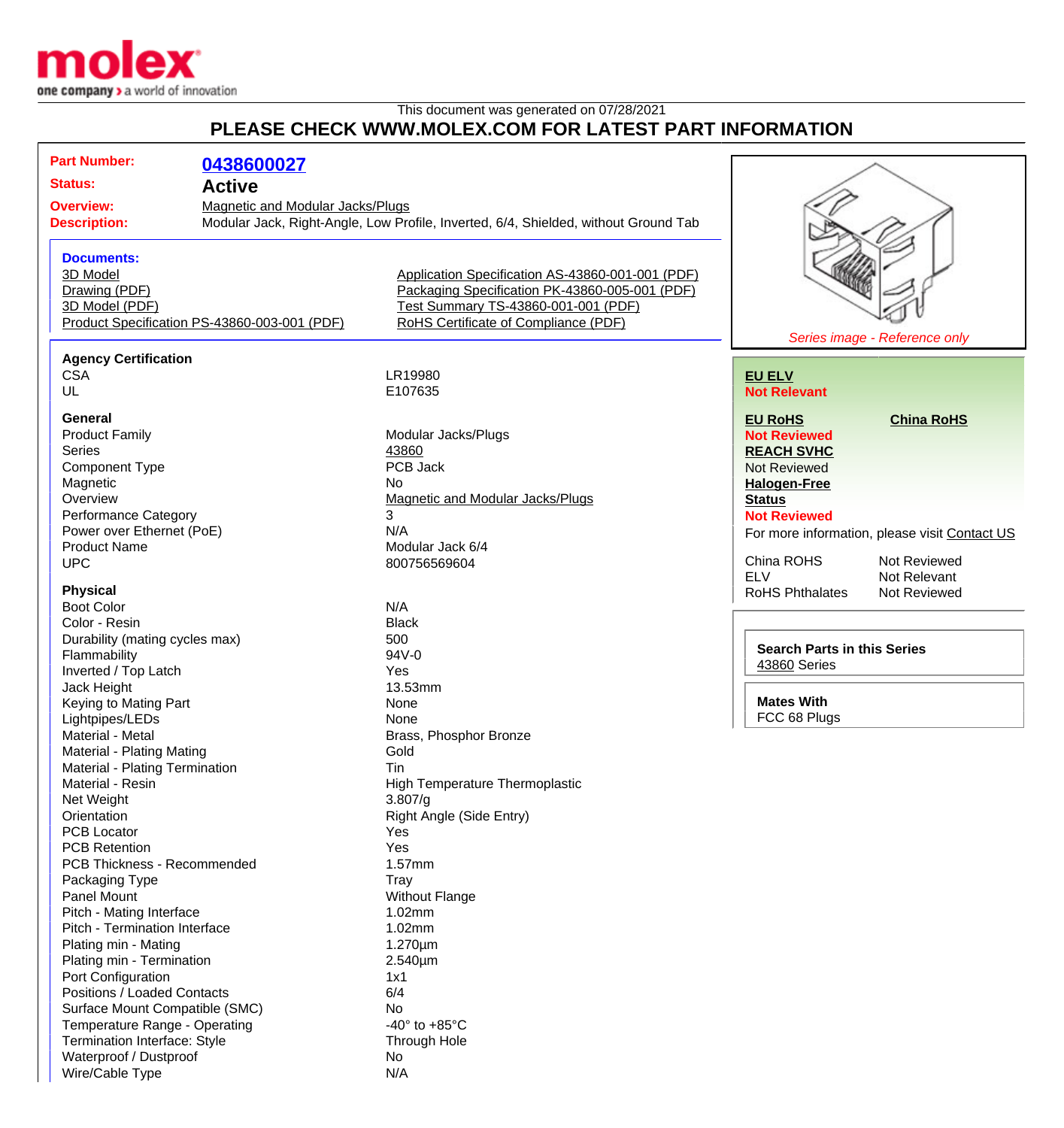This document was generated on 07/28/2021

# PLEASE CHECK WWW.MOLEX.COM FOR LATEST PART INFORMATION

**Part Number:** 0438600027

**Status:** Active

**Overview:** Magnetic and Modular Jacks/Plugs

**Description:** Modular Jack, Right-Angle, Low Profile, Inverted, 6/4, Shielded, without Ground Tab

### Documents:

- 3D Model
- Drawing (PDF)
- 3D Model (PDF)
- Product Specification PS-43860-003-001 (PDF)
- Application Specification AS-43860-001-001 (PDF)
- Packaging Specification PK-43860-005-001 (PDF)
- Test Summary TS-43860-001-001 (PDF)
- RoHS Certificate of Compliance (PDF)

*Series image - Reference only*

### Agency Certification

| | |
|---|---|
| CSA | LR19980 |
| UL | E107635 |

### General

| | |
|---|---|
| Product Family | Modular Jacks/Plugs |
| Series | 43860 |
| Component Type | PCB Jack |
| Magnetic | No |
| Overview | Magnetic and Modular Jacks/Plugs |
| Performance Category | 3 |
| Power over Ethernet (PoE) | N/A |
| Product Name | Modular Jack 6/4 |
| UPC | 800756569604 |

### Physical

| | |
|---|---|
| Boot Color | N/A |
| Color - Resin | Black |
| Durability (mating cycles max) | 500 |
| Flammability | 94V-0 |
| Inverted / Top Latch | Yes |
| Jack Height | 13.53mm |
| Keying to Mating Part | None |
| Lightpipes/LEDs | None |
| Material - Metal | Brass, Phosphor Bronze |
| Material - Plating Mating | Gold |
| Material - Plating Termination | Tin |
| Material - Resin | High Temperature Thermoplastic |
| Net Weight | 3.807/g |
| Orientation | Right Angle (Side Entry) |
| PCB Locator | Yes |
| PCB Retention | Yes |
| PCB Thickness - Recommended | 1.57mm |
| Packaging Type | Tray |
| Panel Mount | Without Flange |
| Pitch - Mating Interface | 1.02mm |
| Pitch - Termination Interface | 1.02mm |
| Plating min - Mating | 1.270µm |
| Plating min - Termination | 2.540µm |
| Port Configuration | 1x1 |
| Positions / Loaded Contacts | 6/4 |
| Surface Mount Compatible (SMC) | No |
| Temperature Range - Operating | -40° to +85°C |
| Termination Interface: Style | Through Hole |
| Waterproof / Dustproof | No |
| Wire/Cable Type | N/A |

**EU ELV**
Not Relevant

**EU RoHS**
Not Reviewed

**China RoHS**

**REACH SVHC**
Not Reviewed

**Halogen-Free Status**
Not Reviewed

For more information, please visit Contact US

| | |
|---|---|
| China ROHS | Not Reviewed |
| ELV | Not Relevant |
| RoHS Phthalates | Not Reviewed |

**Search Parts in this Series**
43860 Series

**Mates With**
FCC 68 Plugs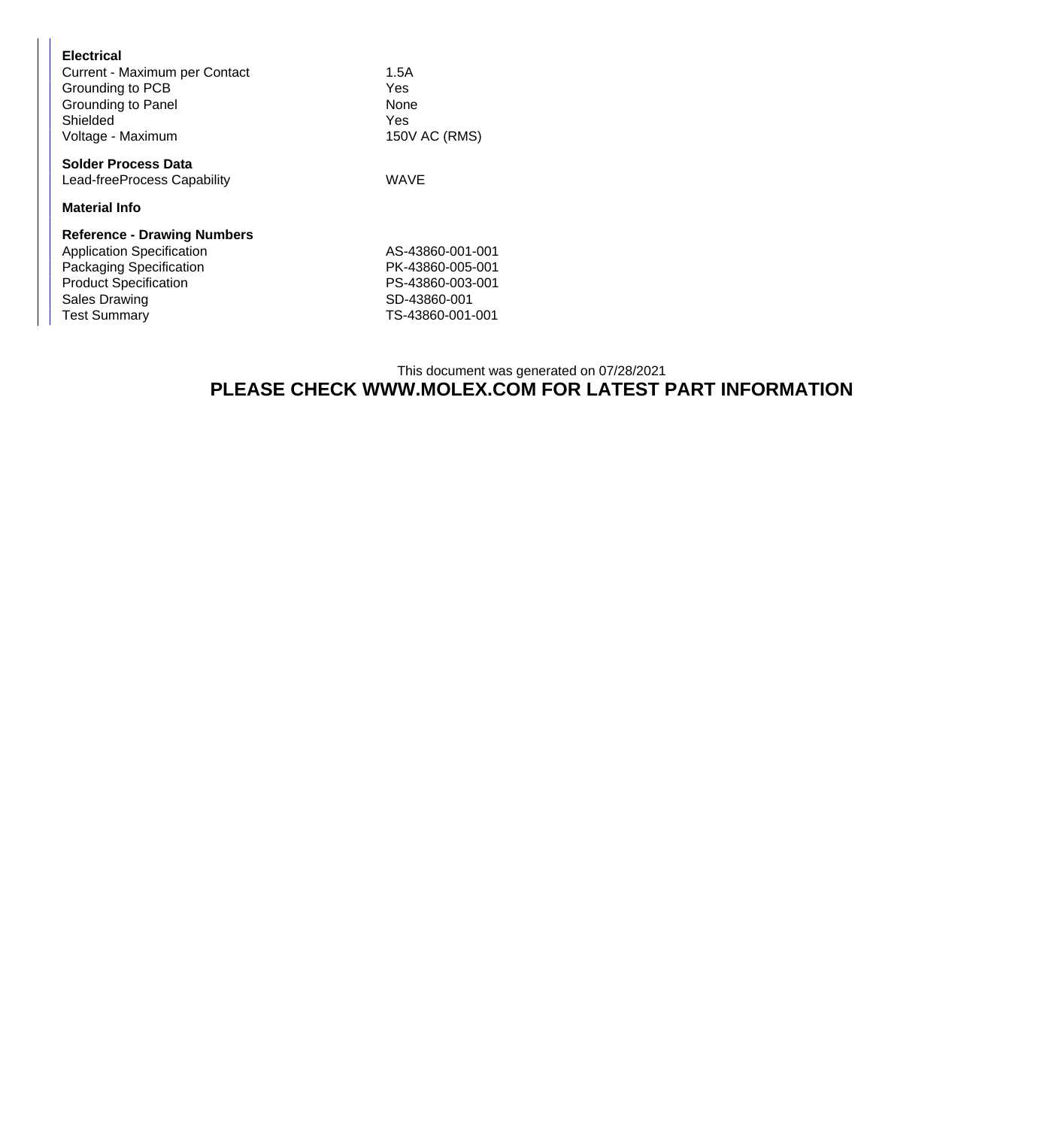**Electrical**

| | |
|---|---|
| Current - Maximum per Contact | 1.5A |
| Grounding to PCB | Yes |
| Grounding to Panel | None |
| Shielded | Yes |
| Voltage - Maximum | 150V AC (RMS) |

**Solder Process Data**

| | |
|---|---|
| Lead-freeProcess Capability | WAVE |

**Material Info**

**Reference - Drawing Numbers**

| | |
|---|---|
| Application Specification | AS-43860-001-001 |
| Packaging Specification | PK-43860-005-001 |
| Product Specification | PS-43860-003-001 |
| Sales Drawing | SD-43860-001 |
| Test Summary | TS-43860-001-001 |

This document was generated on 07/28/2021

**PLEASE CHECK WWW.MOLEX.COM FOR LATEST PART INFORMATION**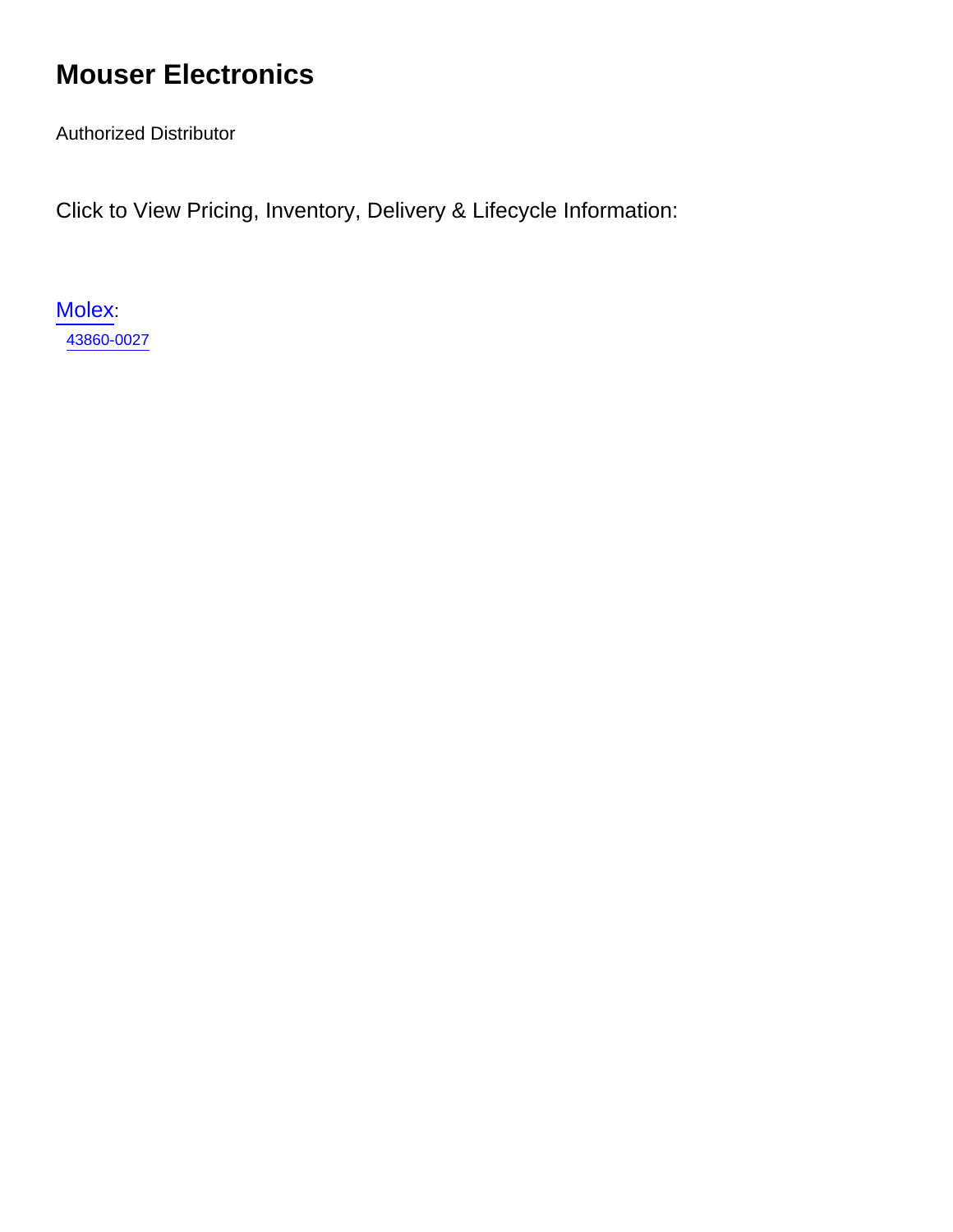# Mouser Electronics

Authorized Distributor

Click to View Pricing, Inventory, Delivery & Lifecycle Information:

Molex:

43860-0027